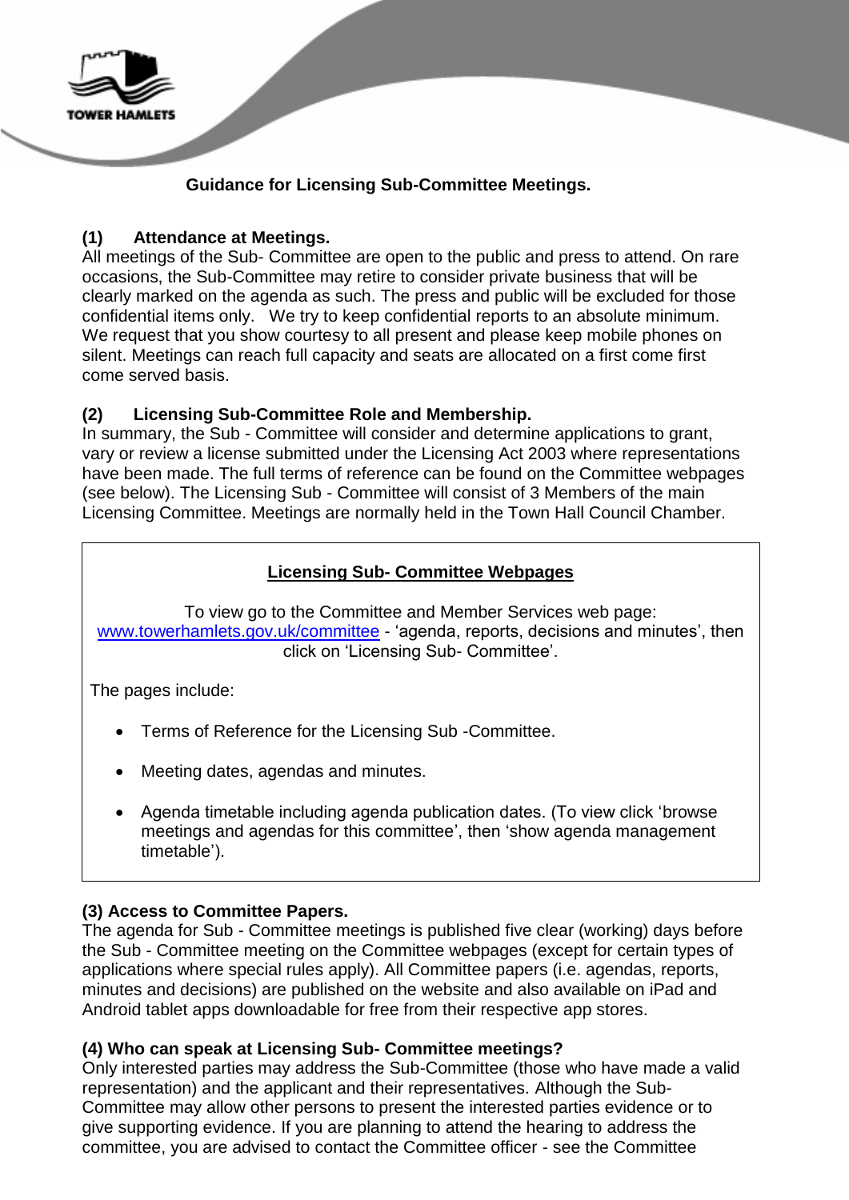TOWER HAMLETS

# Guidance for Licensing Sub-Committee Meetings.

## (1) Attendance at Meetings.

All meetings of the Sub- Committee are open to the public and press to attend. On rare occasions, the Sub-Committee may retire to consider private business that will be clearly marked on the agenda as such. The press and public will be excluded for those confidential items only. We try to keep confidential reports to an absolute minimum. We request that you show courtesy to all present and please keep mobile phones on silent. Meetings can reach full capacity and seats are allocated on a first come first come served basis.

## (2) Licensing Sub-Committee Role and Membership.

In summary, the Sub - Committee will consider and determine applications to grant, vary or review a license submitted under the Licensing Act 2003 where representations have been made. The full terms of reference can be found on the Committee webpages (see below). The Licensing Sub - Committee will consist of 3 Members of the main Licensing Committee. Meetings are normally held in the Town Hall Council Chamber.

### Licensing Sub- Committee Webpages

To view go to the Committee and Member Services web page: www.towerhamlets.gov.uk/committee - 'agenda, reports, decisions and minutes', then click on 'Licensing Sub- Committee'.

The pages include:

- Terms of Reference for the Licensing Sub -Committee.
- Meeting dates, agendas and minutes.
- Agenda timetable including agenda publication dates. (To view click 'browse meetings and agendas for this committee', then 'show agenda management timetable').

## (3) Access to Committee Papers.

The agenda for Sub - Committee meetings is published five clear (working) days before the Sub - Committee meeting on the Committee webpages (except for certain types of applications where special rules apply). All Committee papers (i.e. agendas, reports, minutes and decisions) are published on the website and also available on iPad and Android tablet apps downloadable for free from their respective app stores.

## (4) Who can speak at Licensing Sub- Committee meetings?

Only interested parties may address the Sub-Committee (those who have made a valid representation) and the applicant and their representatives. Although the Sub-Committee may allow other persons to present the interested parties evidence or to give supporting evidence. If you are planning to attend the hearing to address the committee, you are advised to contact the Committee officer - see the Committee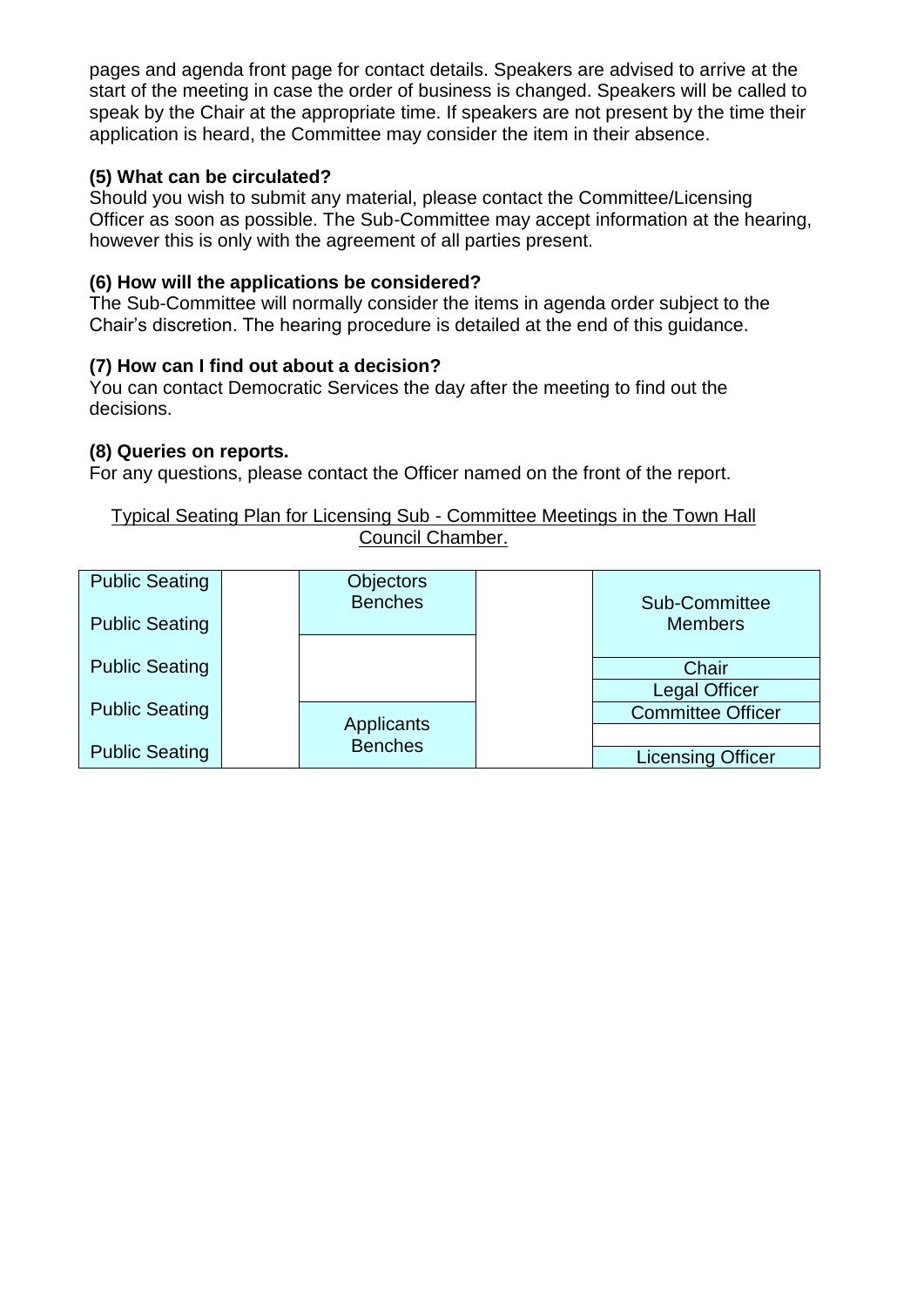pages and agenda front page for contact details. Speakers are advised to arrive at the start of the meeting in case the order of business is changed. Speakers will be called to speak by the Chair at the appropriate time. If speakers are not present by the time their application is heard, the Committee may consider the item in their absence.

**(5) What can be circulated?**
Should you wish to submit any material, please contact the Committee/Licensing Officer as soon as possible. The Sub-Committee may accept information at the hearing, however this is only with the agreement of all parties present.

**(6) How will the applications be considered?**
The Sub-Committee will normally consider the items in agenda order subject to the Chair's discretion. The hearing procedure is detailed at the end of this guidance.

**(7) How can I find out about a decision?**
You can contact Democratic Services the day after the meeting to find out the decisions.

**(8) Queries on reports.**
For any questions, please contact the Officer named on the front of the report.

Typical Seating Plan for Licensing Sub - Committee Meetings in the Town Hall Council Chamber.

| | | | | |
|---|---|---|---|---|
| Public Seating | | Objectors Benches | | Sub-Committee Members |
| Public Seating | | | | |
| Public Seating | | | | Chair |
| Public Seating | | | | Legal Officer |
| Public Seating | | Applicants Benches | | Committee Officer |
| | | | | |
| | | | | Licensing Officer |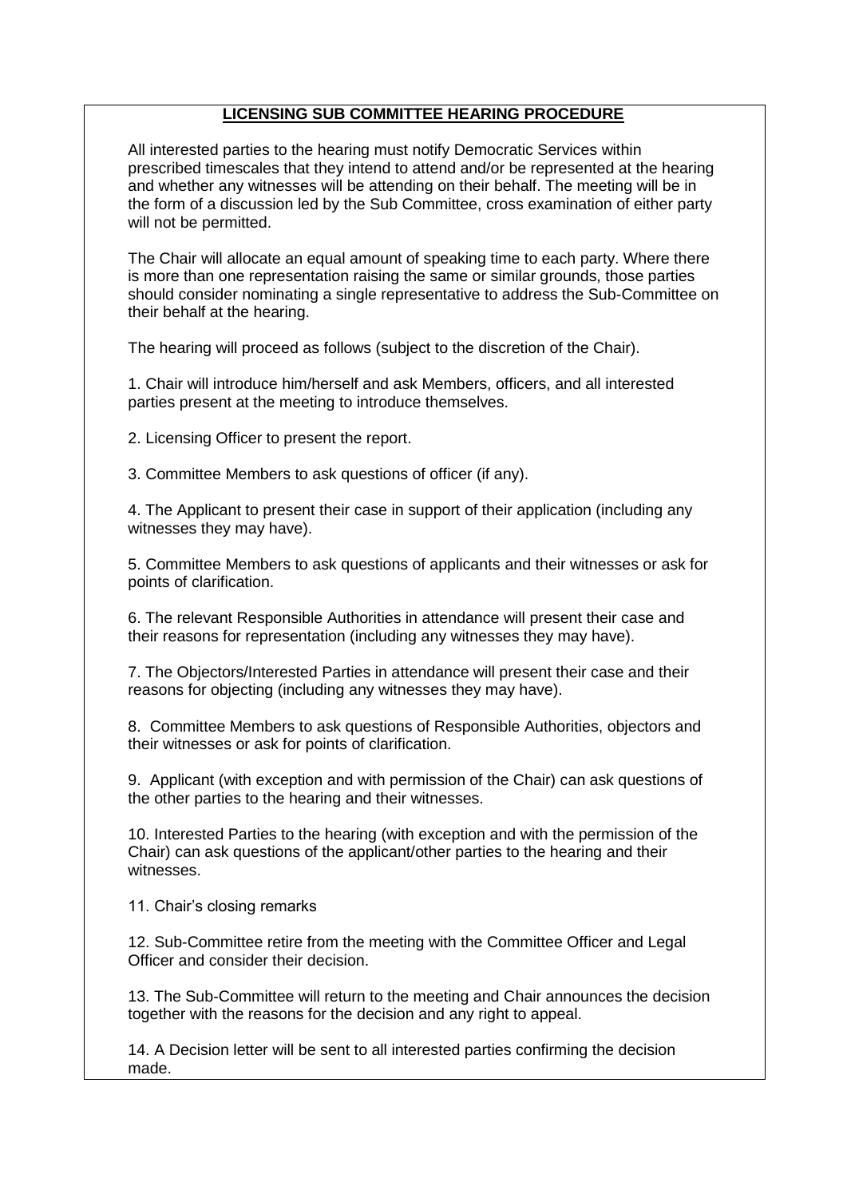## LICENSING SUB COMMITTEE HEARING PROCEDURE

All interested parties to the hearing must notify Democratic Services within prescribed timescales that they intend to attend and/or be represented at the hearing and whether any witnesses will be attending on their behalf. The meeting will be in the form of a discussion led by the Sub Committee, cross examination of either party will not be permitted.

The Chair will allocate an equal amount of speaking time to each party. Where there is more than one representation raising the same or similar grounds, those parties should consider nominating a single representative to address the Sub-Committee on their behalf at the hearing.

The hearing will proceed as follows (subject to the discretion of the Chair).

1. Chair will introduce him/herself and ask Members, officers, and all interested parties present at the meeting to introduce themselves.

2. Licensing Officer to present the report.

3. Committee Members to ask questions of officer (if any).

4. The Applicant to present their case in support of their application (including any witnesses they may have).

5. Committee Members to ask questions of applicants and their witnesses or ask for points of clarification.

6. The relevant Responsible Authorities in attendance will present their case and their reasons for representation (including any witnesses they may have).

7. The Objectors/Interested Parties in attendance will present their case and their reasons for objecting (including any witnesses they may have).

8. Committee Members to ask questions of Responsible Authorities, objectors and their witnesses or ask for points of clarification.

9. Applicant (with exception and with permission of the Chair) can ask questions of the other parties to the hearing and their witnesses.

10. Interested Parties to the hearing (with exception and with the permission of the Chair) can ask questions of the applicant/other parties to the hearing and their witnesses.

11. Chair's closing remarks

12. Sub-Committee retire from the meeting with the Committee Officer and Legal Officer and consider their decision.

13. The Sub-Committee will return to the meeting and Chair announces the decision together with the reasons for the decision and any right to appeal.

14. A Decision letter will be sent to all interested parties confirming the decision made.